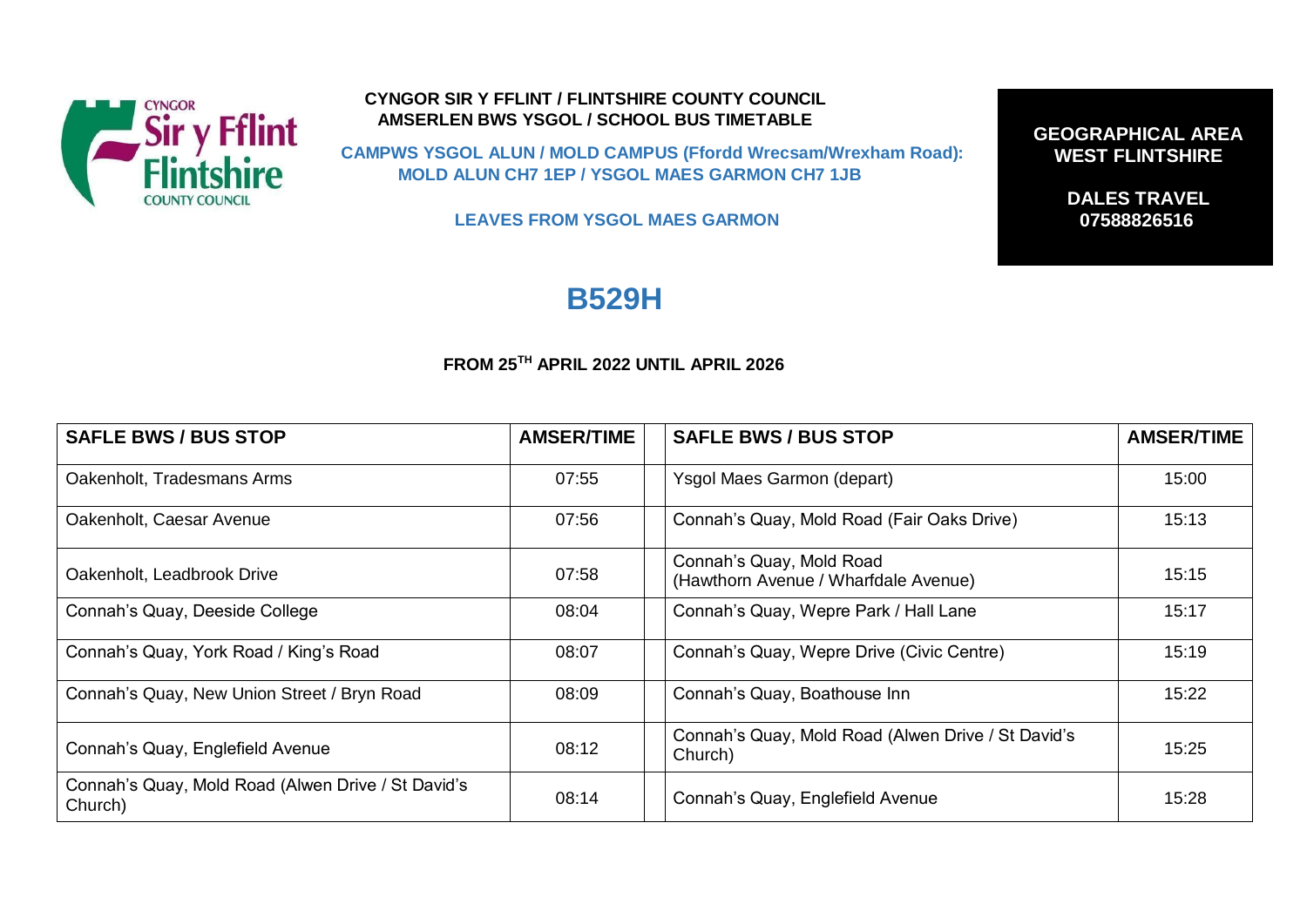**CYNGOR SIR Y FFLINT / FLINTSHIRE COUNTY COUNCIL**
**AMSERLEN BWS YSGOL / SCHOOL BUS TIMETABLE**

**CAMPWS YSGOL ALUN / MOLD CAMPUS (Ffordd Wrecsam/Wrexham Road):**
**MOLD ALUN CH7 1EP / YSGOL MAES GARMON CH7 1JB**

**LEAVES FROM YSGOL MAES GARMON**

**GEOGRAPHICAL AREA**
**WEST FLINTSHIRE**

**DALES TRAVEL**
**07588826516**

# B529H

**FROM 25TH APRIL 2022 UNTIL APRIL 2026**

| SAFLE BWS / BUS STOP | AMSER/TIME | | SAFLE BWS / BUS STOP | AMSER/TIME |
|---|---|---|---|---|
| Oakenholt, Tradesmans Arms | 07:55 | | Ysgol Maes Garmon (depart) | 15:00 |
| Oakenholt, Caesar Avenue | 07:56 | | Connah's Quay, Mold Road (Fair Oaks Drive) | 15:13 |
| Oakenholt, Leadbrook Drive | 07:58 | | Connah's Quay, Mold Road (Hawthorn Avenue / Wharfdale Avenue) | 15:15 |
| Connah's Quay, Deeside College | 08:04 | | Connah's Quay, Wepre Park / Hall Lane | 15:17 |
| Connah's Quay, York Road / King's Road | 08:07 | | Connah's Quay, Wepre Drive (Civic Centre) | 15:19 |
| Connah's Quay, New Union Street / Bryn Road | 08:09 | | Connah's Quay, Boathouse Inn | 15:22 |
| Connah's Quay, Englefield Avenue | 08:12 | | Connah's Quay, Mold Road (Alwen Drive / St David's Church) | 15:25 |
| Connah's Quay, Mold Road (Alwen Drive / St David's Church) | 08:14 | | Connah's Quay, Englefield Avenue | 15:28 |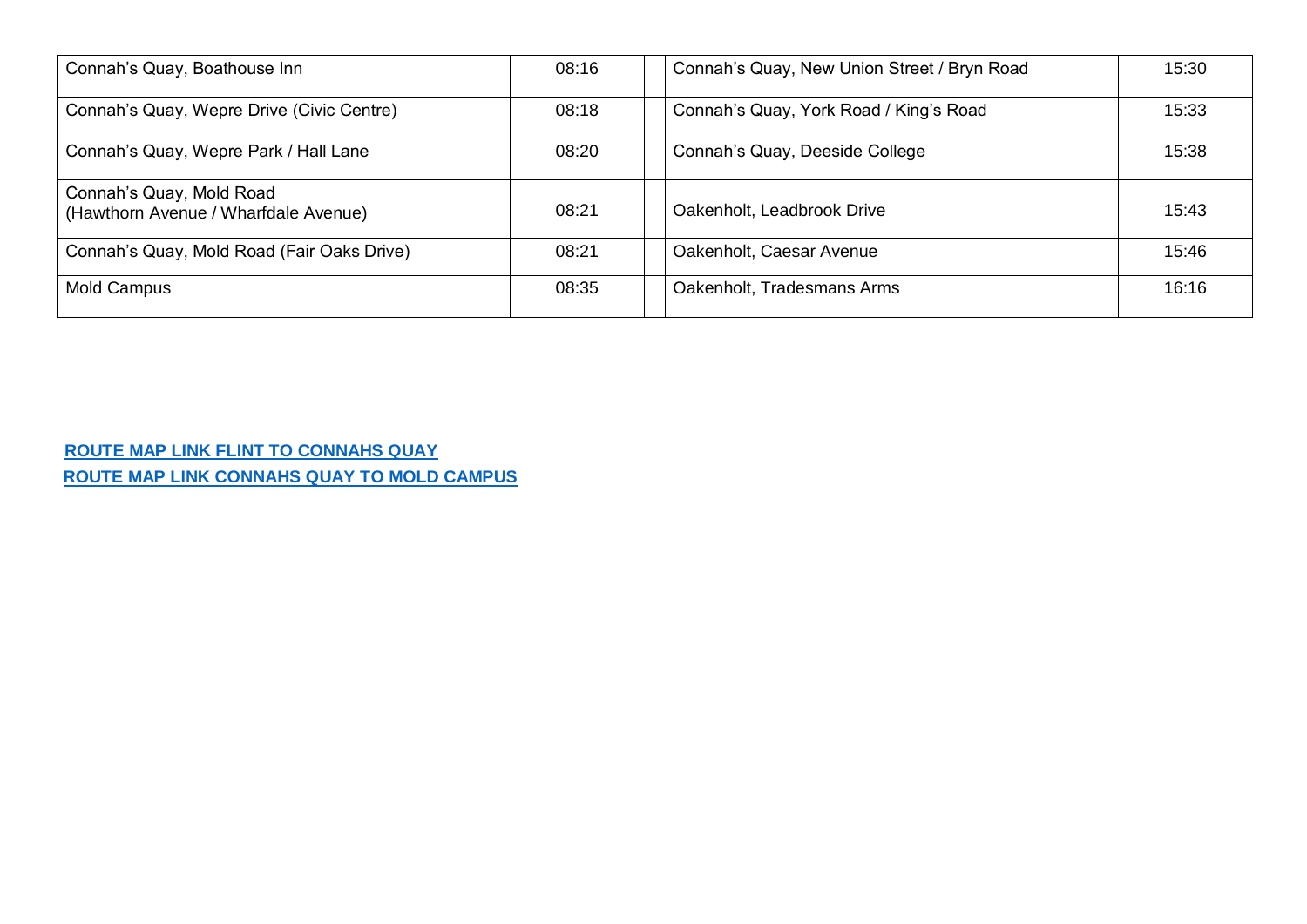| | | | | |
|---|---|---|---|---|
| Connah's Quay, Boathouse Inn | 08:16 | | Connah's Quay, New Union Street / Bryn Road | 15:30 |
| Connah's Quay, Wepre Drive (Civic Centre) | 08:18 | | Connah's Quay, York Road / King's Road | 15:33 |
| Connah's Quay, Wepre Park / Hall Lane | 08:20 | | Connah's Quay, Deeside College | 15:38 |
| Connah's Quay, Mold Road (Hawthorn Avenue / Wharfdale Avenue) | 08:21 | | Oakenholt, Leadbrook Drive | 15:43 |
| Connah's Quay, Mold Road (Fair Oaks Drive) | 08:21 | | Oakenholt, Caesar Avenue | 15:46 |
| Mold Campus | 08:35 | | Oakenholt, Tradesmans Arms | 16:16 |

**ROUTE MAP LINK FLINT TO CONNAHS QUAY**

**ROUTE MAP LINK CONNAHS QUAY TO MOLD CAMPUS**